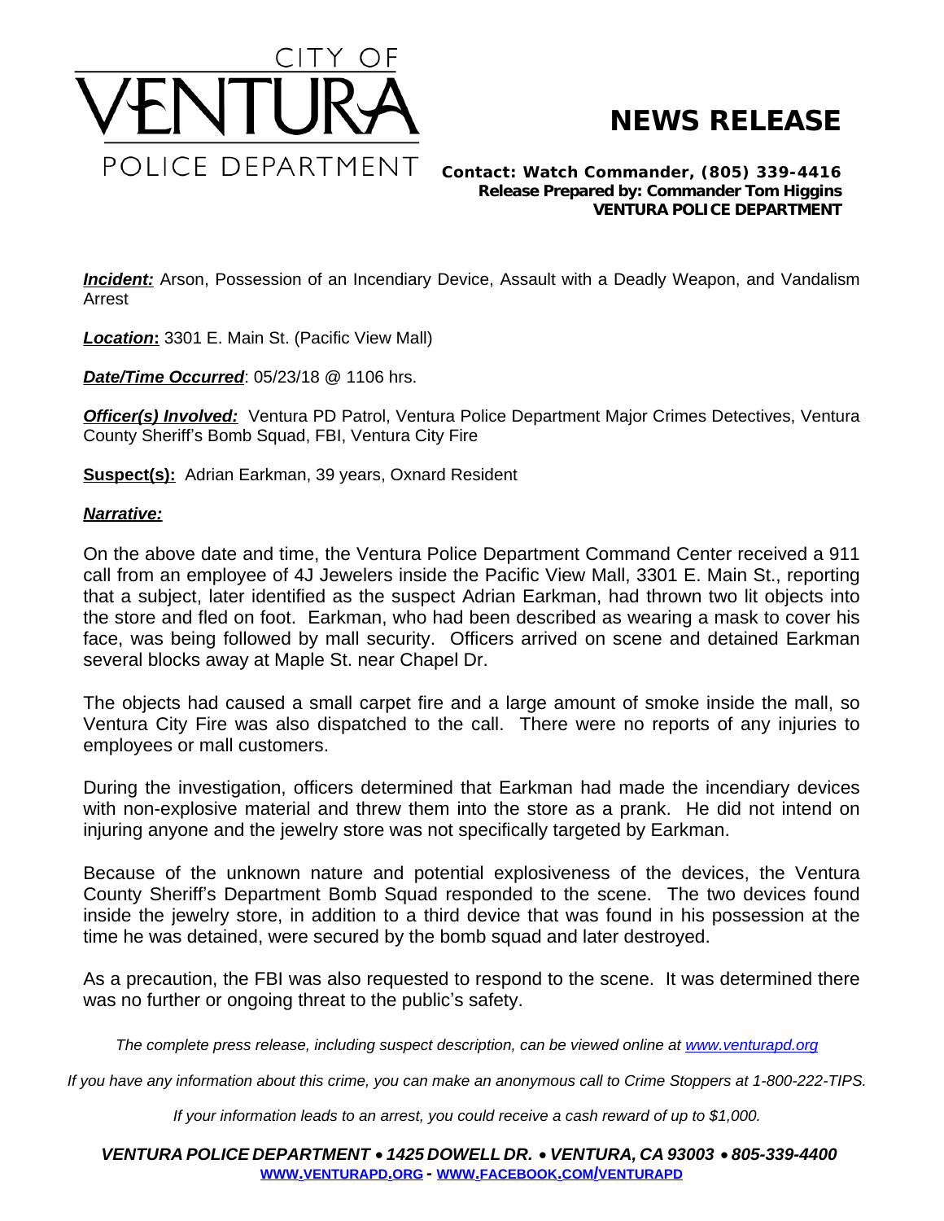# CITY OF VENTURA POLICE DEPARTMENT

# NEWS RELEASE

**Contact: Watch Commander, (805) 339-4416**
**Release Prepared by: Commander Tom Higgins**
**VENTURA POLICE DEPARTMENT**

***Incident:*** Arson, Possession of an Incendiary Device, Assault with a Deadly Weapon, and Vandalism Arrest

***Location*:** 3301 E. Main St. (Pacific View Mall)

***Date/Time Occurred***: 05/23/18 @ 1106 hrs.

***Officer(s) Involved:*** Ventura PD Patrol, Ventura Police Department Major Crimes Detectives, Ventura County Sheriff's Bomb Squad, FBI, Ventura City Fire

**Suspect(s):** Adrian Earkman, 39 years, Oxnard Resident

***Narrative:***

On the above date and time, the Ventura Police Department Command Center received a 911 call from an employee of 4J Jewelers inside the Pacific View Mall, 3301 E. Main St., reporting that a subject, later identified as the suspect Adrian Earkman, had thrown two lit objects into the store and fled on foot. Earkman, who had been described as wearing a mask to cover his face, was being followed by mall security. Officers arrived on scene and detained Earkman several blocks away at Maple St. near Chapel Dr.

The objects had caused a small carpet fire and a large amount of smoke inside the mall, so Ventura City Fire was also dispatched to the call. There were no reports of any injuries to employees or mall customers.

During the investigation, officers determined that Earkman had made the incendiary devices with non-explosive material and threw them into the store as a prank. He did not intend on injuring anyone and the jewelry store was not specifically targeted by Earkman.

Because of the unknown nature and potential explosiveness of the devices, the Ventura County Sheriff's Department Bomb Squad responded to the scene. The two devices found inside the jewelry store, in addition to a third device that was found in his possession at the time he was detained, were secured by the bomb squad and later destroyed.

As a precaution, the FBI was also requested to respond to the scene. It was determined there was no further or ongoing threat to the public's safety.

*The complete press release, including suspect description, can be viewed online at www.venturapd.org*

*If you have any information about this crime, you can make an anonymous call to Crime Stoppers at 1-800-222-TIPS.*

*If your information leads to an arrest, you could receive a cash reward of up to $1,000.*

***VENTURA POLICE DEPARTMENT • 1425 DOWELL DR. • VENTURA, CA 93003 • 805-339-4400***
**WWW.VENTURAPD.ORG - WWW.FACEBOOK.COM/VENTURAPD**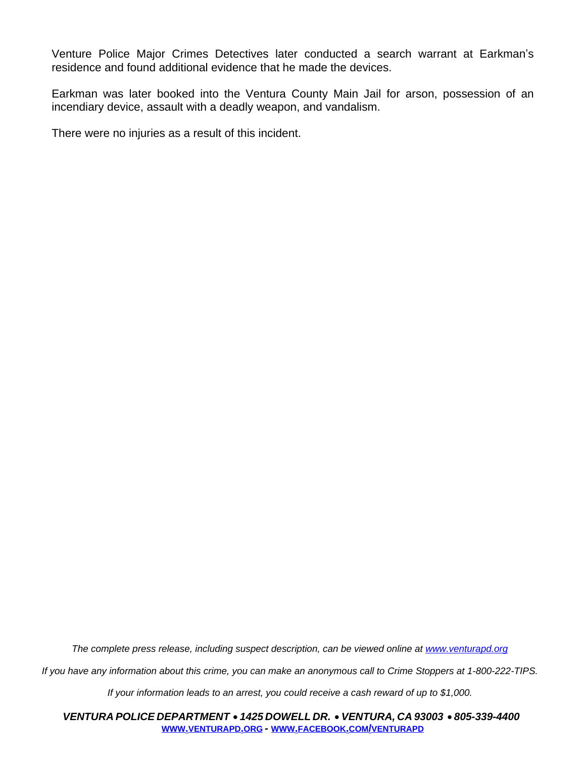Venture Police Major Crimes Detectives later conducted a search warrant at Earkman's residence and found additional evidence that he made the devices.

Earkman was later booked into the Ventura County Main Jail for arson, possession of an incendiary device, assault with a deadly weapon, and vandalism.

There were no injuries as a result of this incident.

*The complete press release, including suspect description, can be viewed online at [www.venturapd.org](http://www.venturapd.org)*

*If you have any information about this crime, you can make an anonymous call to Crime Stoppers at 1-800-222-TIPS.*

*If your information leads to an arrest, you could receive a cash reward of up to $1,000.*

***VENTURA POLICE DEPARTMENT • 1425 DOWELL DR. • VENTURA, CA 93003 • 805-339-4400***

**[WWW.VENTURAPD.ORG](http://www.venturapd.org) - [WWW.FACEBOOK.COM/VENTURAPD](http://www.facebook.com/venturapd)**